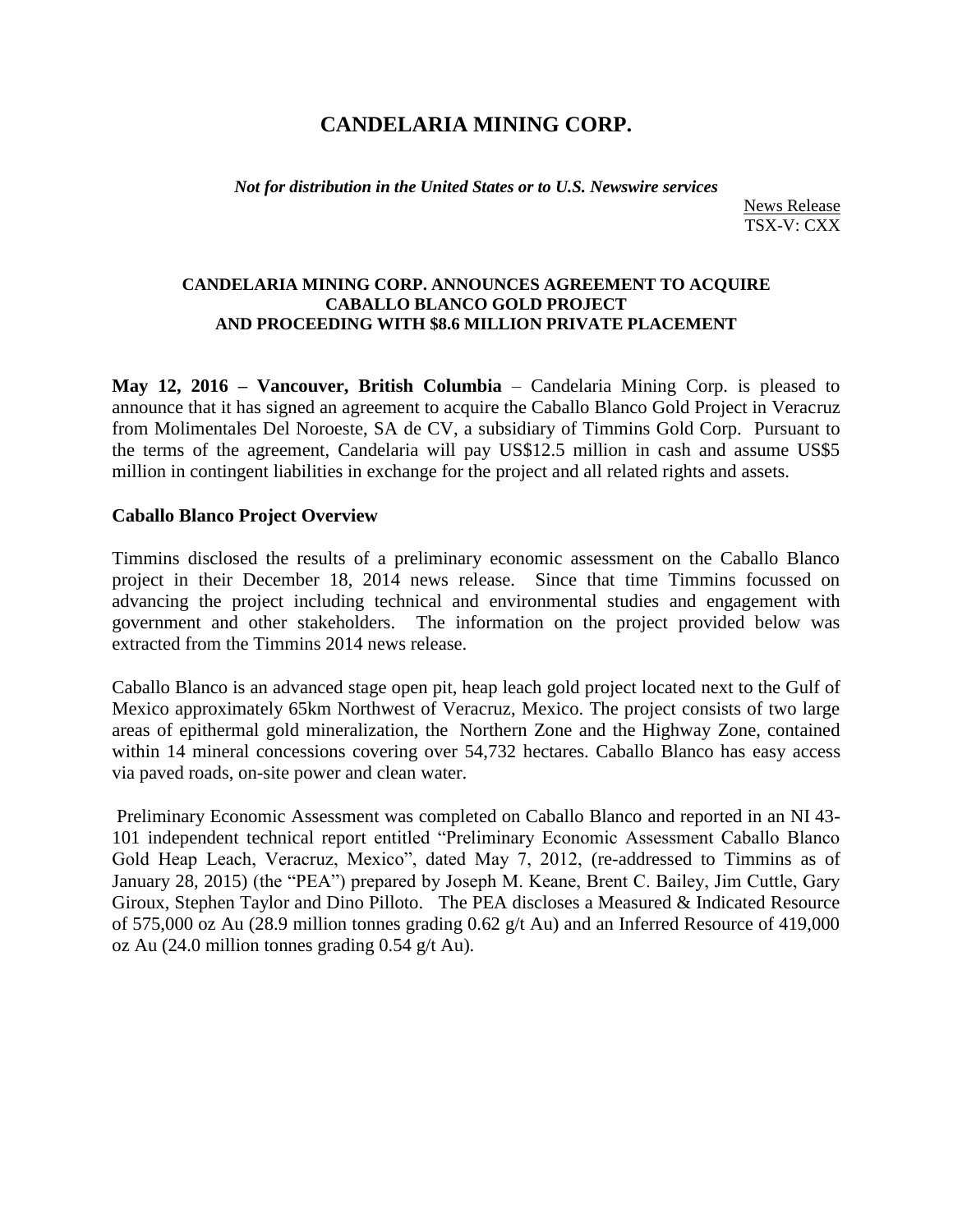# CANDELARIA MINING CORP.

*Not for distribution in the United States or to U.S. Newswire services*

News Release
TSX-V: CXX

**CANDELARIA MINING CORP. ANNOUNCES AGREEMENT TO ACQUIRE CABALLO BLANCO GOLD PROJECT AND PROCEEDING WITH $8.6 MILLION PRIVATE PLACEMENT**

**May 12, 2016 – Vancouver, British Columbia** – Candelaria Mining Corp. is pleased to announce that it has signed an agreement to acquire the Caballo Blanco Gold Project in Veracruz from Molimentales Del Noroeste, SA de CV, a subsidiary of Timmins Gold Corp. Pursuant to the terms of the agreement, Candelaria will pay US$12.5 million in cash and assume US$5 million in contingent liabilities in exchange for the project and all related rights and assets.

**Caballo Blanco Project Overview**

Timmins disclosed the results of a preliminary economic assessment on the Caballo Blanco project in their December 18, 2014 news release. Since that time Timmins focussed on advancing the project including technical and environmental studies and engagement with government and other stakeholders. The information on the project provided below was extracted from the Timmins 2014 news release.

Caballo Blanco is an advanced stage open pit, heap leach gold project located next to the Gulf of Mexico approximately 65km Northwest of Veracruz, Mexico. The project consists of two large areas of epithermal gold mineralization, the Northern Zone and the Highway Zone, contained within 14 mineral concessions covering over 54,732 hectares. Caballo Blanco has easy access via paved roads, on-site power and clean water.

Preliminary Economic Assessment was completed on Caballo Blanco and reported in an NI 43-101 independent technical report entitled "Preliminary Economic Assessment Caballo Blanco Gold Heap Leach, Veracruz, Mexico", dated May 7, 2012, (re-addressed to Timmins as of January 28, 2015) (the "PEA") prepared by Joseph M. Keane, Brent C. Bailey, Jim Cuttle, Gary Giroux, Stephen Taylor and Dino Pilloto. The PEA discloses a Measured & Indicated Resource of 575,000 oz Au (28.9 million tonnes grading 0.62 g/t Au) and an Inferred Resource of 419,000 oz Au (24.0 million tonnes grading 0.54 g/t Au).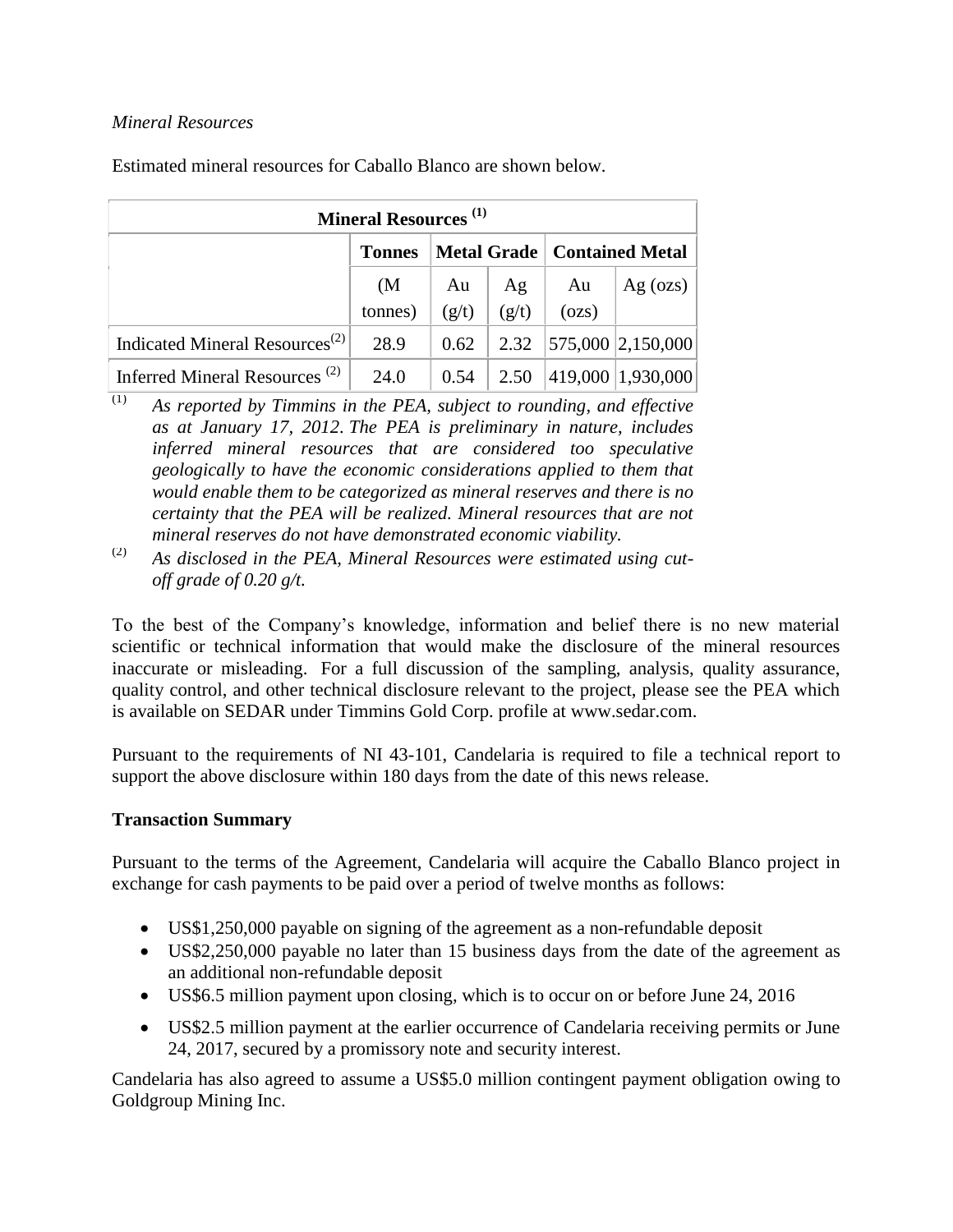*Mineral Resources*

Estimated mineral resources for Caballo Blanco are shown below.

| Mineral Resources [1] | | | | | |
|---|---|---|---|---|---|
| | **Tonnes** | **Metal Grade** | | **Contained Metal** | |
| | (M tonnes) | Au (g/t) | Ag (g/t) | Au (ozs) | Ag (ozs) |
| Indicated Mineral Resources[2] | 28.9 | 0.62 | 2.32 | 575,000 | 2,150,000 |
| Inferred Mineral Resources [2] | 24.0 | 0.54 | 2.50 | 419,000 | 1,930,000 |

(1) *As reported by Timmins in the PEA, subject to rounding, and effective as at January 17, 2012. The PEA is preliminary in nature, includes inferred mineral resources that are considered too speculative geologically to have the economic considerations applied to them that would enable them to be categorized as mineral reserves and there is no certainty that the PEA will be realized. Mineral resources that are not mineral reserves do not have demonstrated economic viability.*

(2) *As disclosed in the PEA, Mineral Resources were estimated using cut-off grade of 0.20 g/t.*

To the best of the Company's knowledge, information and belief there is no new material scientific or technical information that would make the disclosure of the mineral resources inaccurate or misleading. For a full discussion of the sampling, analysis, quality assurance, quality control, and other technical disclosure relevant to the project, please see the PEA which is available on SEDAR under Timmins Gold Corp. profile at www.sedar.com.

Pursuant to the requirements of NI 43-101, Candelaria is required to file a technical report to support the above disclosure within 180 days from the date of this news release.

**Transaction Summary**

Pursuant to the terms of the Agreement, Candelaria will acquire the Caballo Blanco project in exchange for cash payments to be paid over a period of twelve months as follows:

- US$1,250,000 payable on signing of the agreement as a non-refundable deposit
- US$2,250,000 payable no later than 15 business days from the date of the agreement as an additional non-refundable deposit
- US$6.5 million payment upon closing, which is to occur on or before June 24, 2016
- US$2.5 million payment at the earlier occurrence of Candelaria receiving permits or June 24, 2017, secured by a promissory note and security interest.

Candelaria has also agreed to assume a US$5.0 million contingent payment obligation owing to Goldgroup Mining Inc.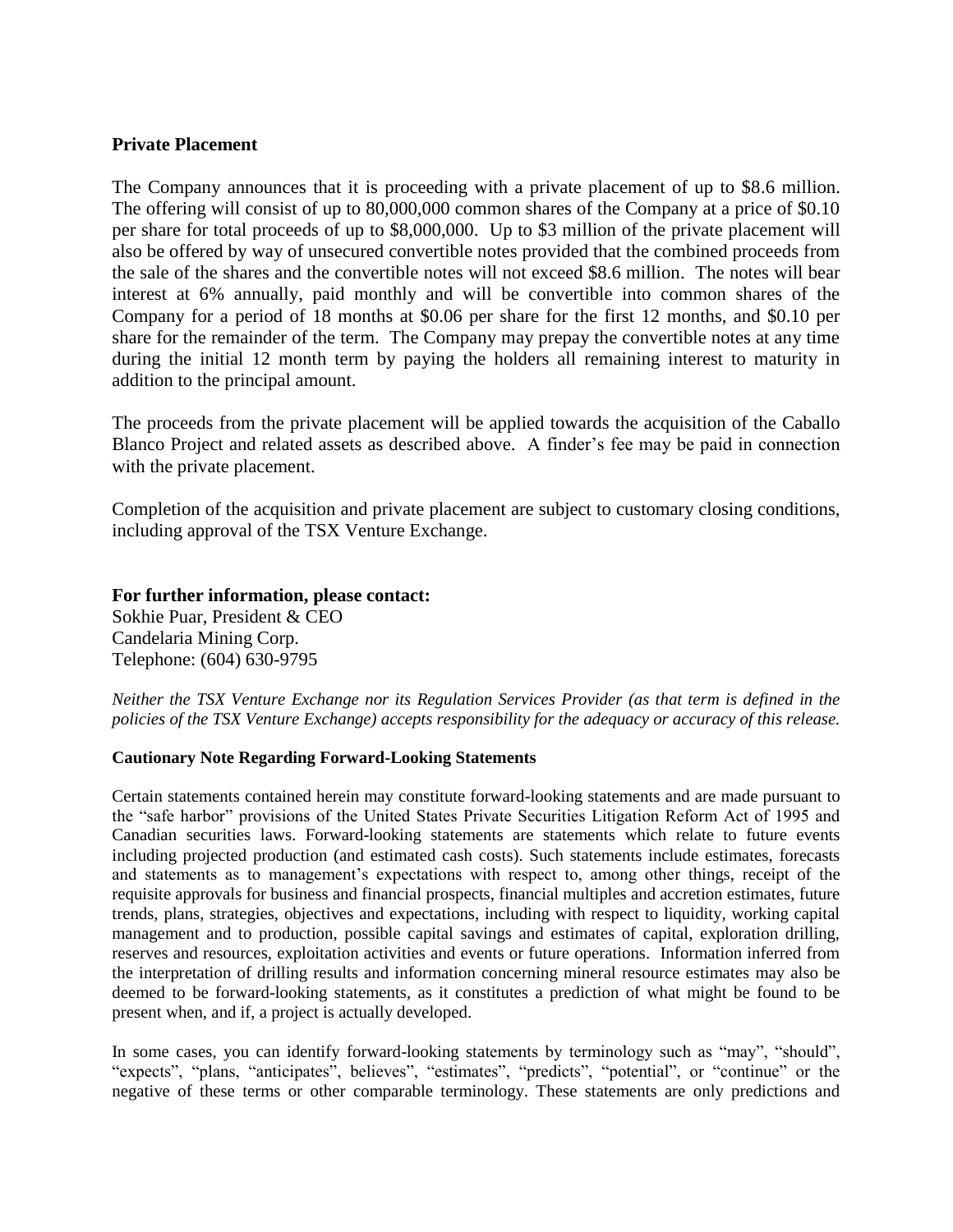## Private Placement

The Company announces that it is proceeding with a private placement of up to $8.6 million. The offering will consist of up to 80,000,000 common shares of the Company at a price of $0.10 per share for total proceeds of up to $8,000,000. Up to $3 million of the private placement will also be offered by way of unsecured convertible notes provided that the combined proceeds from the sale of the shares and the convertible notes will not exceed $8.6 million. The notes will bear interest at 6% annually, paid monthly and will be convertible into common shares of the Company for a period of 18 months at $0.06 per share for the first 12 months, and $0.10 per share for the remainder of the term. The Company may prepay the convertible notes at any time during the initial 12 month term by paying the holders all remaining interest to maturity in addition to the principal amount.

The proceeds from the private placement will be applied towards the acquisition of the Caballo Blanco Project and related assets as described above. A finder's fee may be paid in connection with the private placement.

Completion of the acquisition and private placement are subject to customary closing conditions, including approval of the TSX Venture Exchange.

**For further information, please contact:**
Sokhie Puar, President & CEO
Candelaria Mining Corp.
Telephone: (604) 630-9795

*Neither the TSX Venture Exchange nor its Regulation Services Provider (as that term is defined in the policies of the TSX Venture Exchange) accepts responsibility for the adequacy or accuracy of this release.*

**Cautionary Note Regarding Forward-Looking Statements**

Certain statements contained herein may constitute forward-looking statements and are made pursuant to the "safe harbor" provisions of the United States Private Securities Litigation Reform Act of 1995 and Canadian securities laws. Forward-looking statements are statements which relate to future events including projected production (and estimated cash costs). Such statements include estimates, forecasts and statements as to management's expectations with respect to, among other things, receipt of the requisite approvals for business and financial prospects, financial multiples and accretion estimates, future trends, plans, strategies, objectives and expectations, including with respect to liquidity, working capital management and to production, possible capital savings and estimates of capital, exploration drilling, reserves and resources, exploitation activities and events or future operations. Information inferred from the interpretation of drilling results and information concerning mineral resource estimates may also be deemed to be forward-looking statements, as it constitutes a prediction of what might be found to be present when, and if, a project is actually developed.

In some cases, you can identify forward-looking statements by terminology such as "may", "should", "expects", "plans, "anticipates", believes", "estimates", "predicts", "potential", or "continue" or the negative of these terms or other comparable terminology. These statements are only predictions and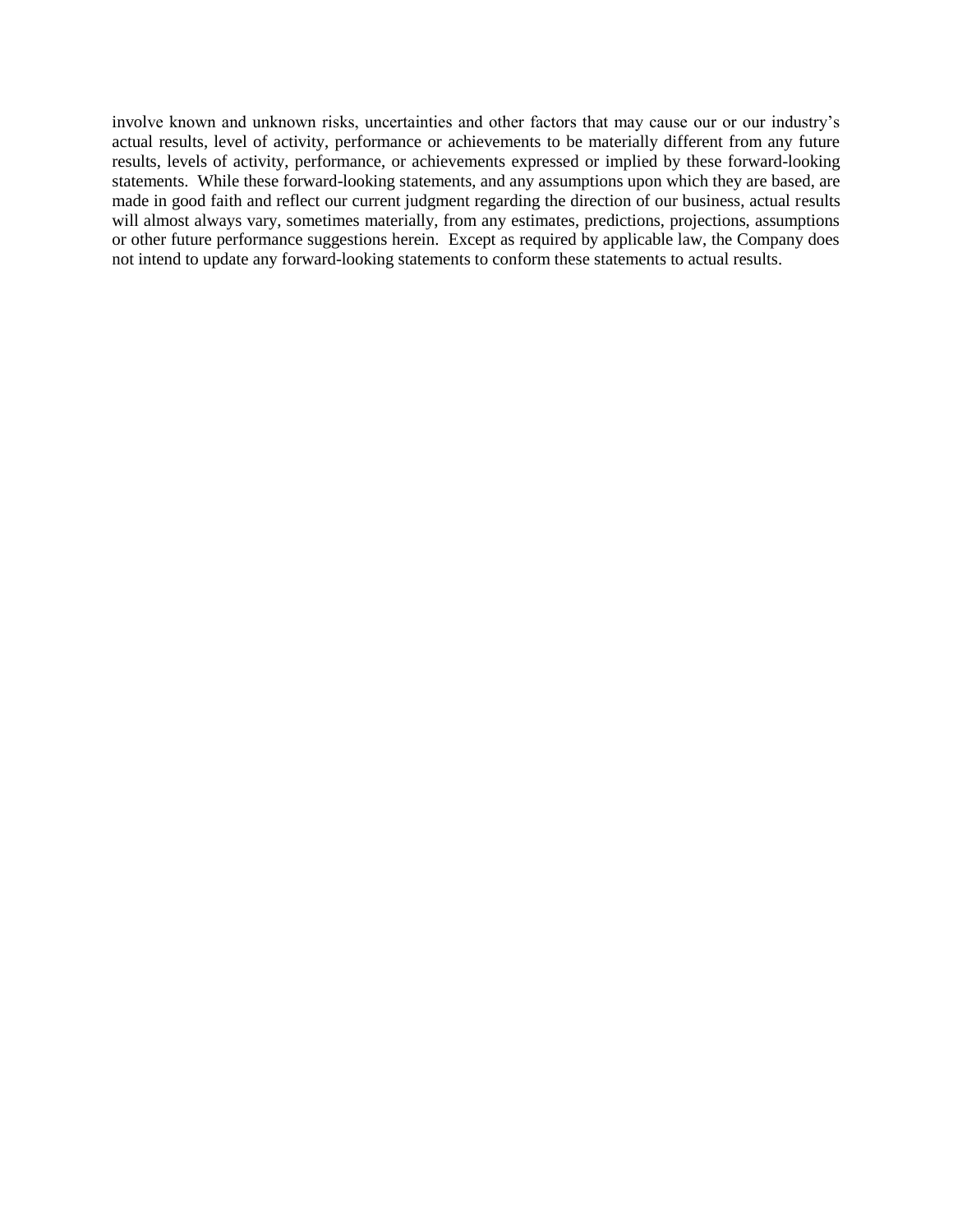involve known and unknown risks, uncertainties and other factors that may cause our or our industry's actual results, level of activity, performance or achievements to be materially different from any future results, levels of activity, performance, or achievements expressed or implied by these forward-looking statements. While these forward-looking statements, and any assumptions upon which they are based, are made in good faith and reflect our current judgment regarding the direction of our business, actual results will almost always vary, sometimes materially, from any estimates, predictions, projections, assumptions or other future performance suggestions herein. Except as required by applicable law, the Company does not intend to update any forward-looking statements to conform these statements to actual results.